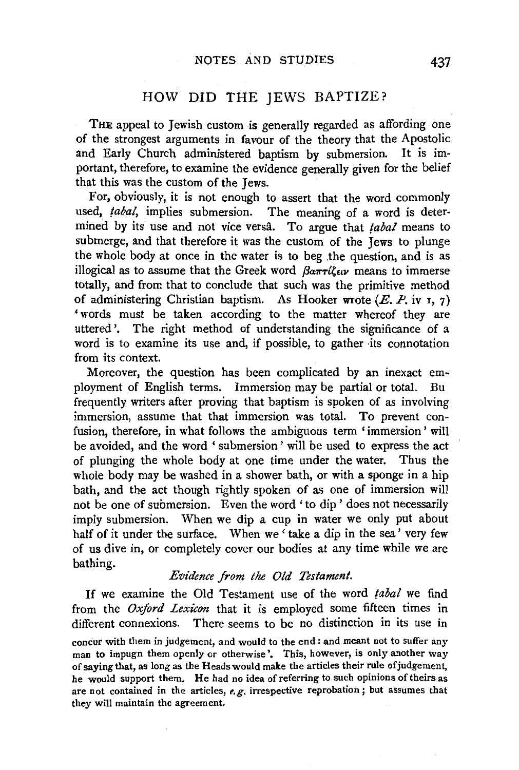## HOW DID THE JEWS BAPTIZE?

THE appeal to Jewish custom is generally regarded as affording one of the strongest arguments in favour of the theory that the Apostolic and Early Church administered baptism by submersion. It is important, therefore, to examine the evidence generally given for the belief that this was the custom of the Jews.

For, obviously, it is not enough to assert that the word commonly used, *ṭabal*, implies submersion. The meaning of a word is determined by its use and not vice versâ. To argue that *ṭabal* means to submerge, and that therefore it was the custom of the Jews to plunge the whole body at once in the water is to beg the question, and is as illogical as to assume that the Greek word βαπτίζειν means to immerse totally, and from that to conclude that such was the primitive method of administering Christian baptism. As Hooker wrote (*E. P.* iv 1, 7) 'words must be taken according to the matter whereof they are uttered'. The right method of understanding the significance of a word is to examine its use and, if possible, to gather its connotation from its context.

Moreover, the question has been complicated by an inexact employment of English terms. Immersion may be partial or total. Bu frequently writers after proving that baptism is spoken of as involving immersion, assume that that immersion was total. To prevent confusion, therefore, in what follows the ambiguous term 'immersion' will be avoided, and the word 'submersion' will be used to express the act of plunging the whole body at one time under the water. Thus the whole body may be washed in a shower bath, or with a sponge in a hip bath, and the act though rightly spoken of as one of immersion will not be one of submersion. Even the word 'to dip' does not necessarily imply submersion. When we dip a cup in water we only put about half of it under the surface. When we 'take a dip in the sea' very few of us dive in, or completely cover our bodies at any time while we are bathing.

### *Evidence from the Old Testament.*

If we examine the Old Testament use of the word *ṭabal* we find from the *Oxford Lexicon* that it is employed some fifteen times in different connexions. There seems to be no distinction in its use in

concur with them in judgement, and would to the end: and meant not to suffer any man to impugn them openly or otherwise'. This, however, is only another way of saying that, as long as the Heads would make the articles their rule of judgement, he would support them. He had no idea of referring to such opinions of theirs as are not contained in the articles, *e.g.* irrespective reprobation; but assumes that they will maintain the agreement.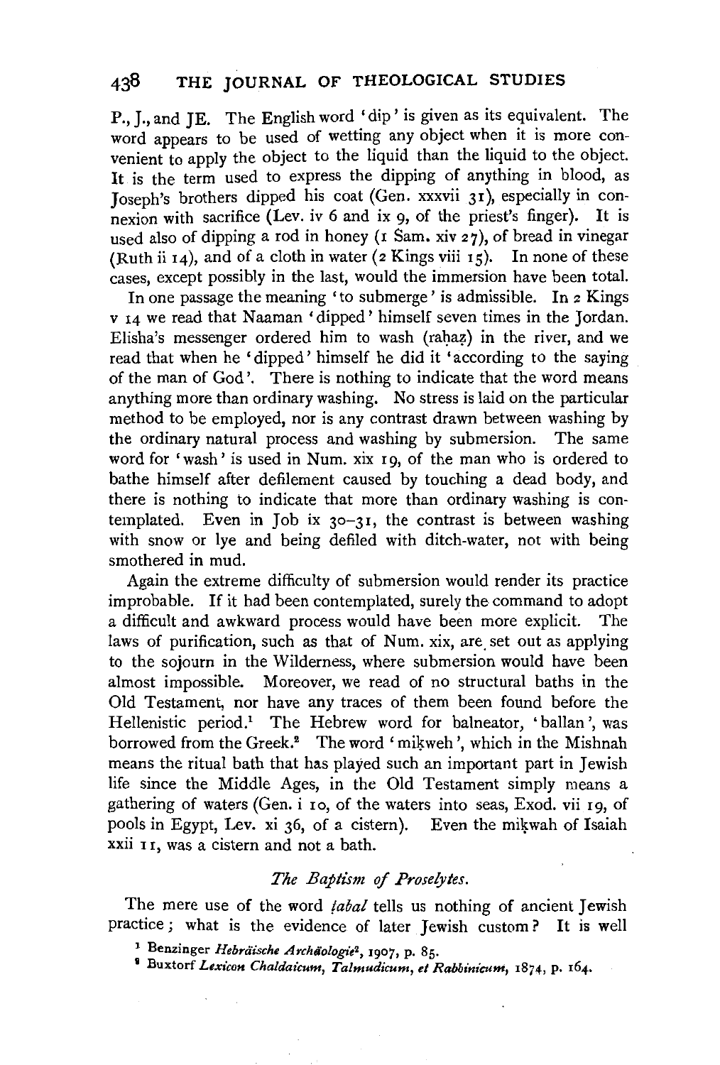P., J., and JE. The English word 'dip' is given as its equivalent. The word appears to be used of wetting any object when it is more convenient to apply the object to the liquid than the liquid to the object. It is the term used to express the dipping of anything in blood, as Joseph's brothers dipped his coat (Gen. xxxvii 31), especially in connexion with sacrifice (Lev. iv 6 and ix 9, of the priest's finger). It is used also of dipping a rod in honey (1 Sam. xiv 27), of bread in vinegar (Ruth ii 14), and of a cloth in water (2 Kings viii 15). In none of these cases, except possibly in the last, would the immersion have been total.

In one passage the meaning 'to submerge' is admissible. In 2 Kings v 14 we read that Naaman 'dipped' himself seven times in the Jordan. Elisha's messenger ordered him to wash (raḥaẓ) in the river, and we read that when he 'dipped' himself he did it 'according to the saying of the man of God'. There is nothing to indicate that the word means anything more than ordinary washing. No stress is laid on the particular method to be employed, nor is any contrast drawn between washing by the ordinary natural process and washing by submersion. The same word for 'wash' is used in Num. xix 19, of the man who is ordered to bathe himself after defilement caused by touching a dead body, and there is nothing to indicate that more than ordinary washing is contemplated. Even in Job ix 30–31, the contrast is between washing with snow or lye and being defiled with ditch-water, not with being smothered in mud.

Again the extreme difficulty of submersion would render its practice improbable. If it had been contemplated, surely the command to adopt a difficult and awkward process would have been more explicit. The laws of purification, such as that of Num. xix, are set out as applying to the sojourn in the Wilderness, where submersion would have been almost impossible. Moreover, we read of no structural baths in the Old Testament, nor have any traces of them been found before the Hellenistic period.[1] The Hebrew word for balneator, 'ballan', was borrowed from the Greek.[2] The word 'miḳweh', which in the Mishnah means the ritual bath that has played such an important part in Jewish life since the Middle Ages, in the Old Testament simply means a gathering of waters (Gen. i 10, of the waters into seas, Exod. vii 19, of pools in Egypt, Lev. xi 36, of a cistern). Even the miḳwah of Isaiah xxii 11, was a cistern and not a bath.

### *The Baptism of Proselytes.*

The mere use of the word *ṭabal* tells us nothing of ancient Jewish practice; what is the evidence of later Jewish custom? It is well

[1] Benzinger *Hebräische Archäologie*[2], 1907, p. 85.

[2] Buxtorf *Lexicon Chaldaicum, Talmudicum, et Rabbinicum*, 1874, p. 164.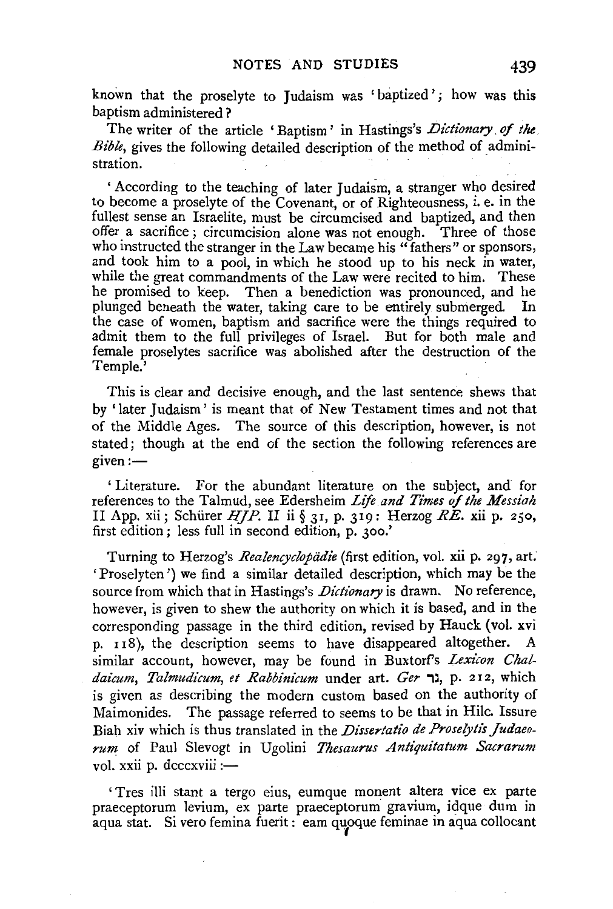known that the proselyte to Judaism was 'baptized'; how was this baptism administered?

The writer of the article 'Baptism' in Hastings's *Dictionary of the Bible*, gives the following detailed description of the method of administration.

> 'According to the teaching of later Judaism, a stranger who desired to become a proselyte of the Covenant, or of Righteousness, i. e. in the fullest sense an Israelite, must be circumcised and baptized, and then offer a sacrifice; circumcision alone was not enough. Three of those who instructed the stranger in the Law became his "fathers" or sponsors, and took him to a pool, in which he stood up to his neck in water, while the great commandments of the Law were recited to him. These he promised to keep. Then a benediction was pronounced, and he plunged beneath the water, taking care to be entirely submerged. In the case of women, baptism and sacrifice were the things required to admit them to the full privileges of Israel. But for both male and female proselytes sacrifice was abolished after the destruction of the Temple.'

This is clear and decisive enough, and the last sentence shews that by 'later Judaism' is meant that of New Testament times and not that of the Middle Ages. The source of this description, however, is not stated; though at the end of the section the following references are given:—

> 'Literature. For the abundant literature on the subject, and for references to the Talmud, see Edersheim *Life and Times of the Messiah* II App. xii; Schürer *HJP.* II ii § 31, p. 319: Herzog *RE.* xii p. 250, first edition; less full in second edition, p. 300.'

Turning to Herzog's *Realencyclopädie* (first edition, vol. xii p. 297, art. 'Proselyten') we find a similar detailed description, which may be the source from which that in Hastings's *Dictionary* is drawn. No reference, however, is given to shew the authority on which it is based, and in the corresponding passage in the third edition, revised by Hauck (vol. xvi p. 118), the description seems to have disappeared altogether. A similar account, however, may be found in Buxtorf's *Lexicon Chaldaicum, Talmudicum, et Rabbinicum* under art. *Ger* גר, p. 212, which is given as describing the modern custom based on the authority of Maimonides. The passage referred to seems to be that in Hilc. Issure Biah xiv which is thus translated in the *Dissertatio de Proselytis Judaeorum* of Paul Slevogt in Ugolini *Thesaurus Antiquitatum Sacrarum* vol. xxii p. dcccxviii:—

> 'Tres illi stant a tergo eius, eumque monent altera vice ex parte praeceptorum levium, ex parte praeceptorum gravium, idque dum in aqua stat. Si vero femina fuerit: eam quoque feminae in aqua collocant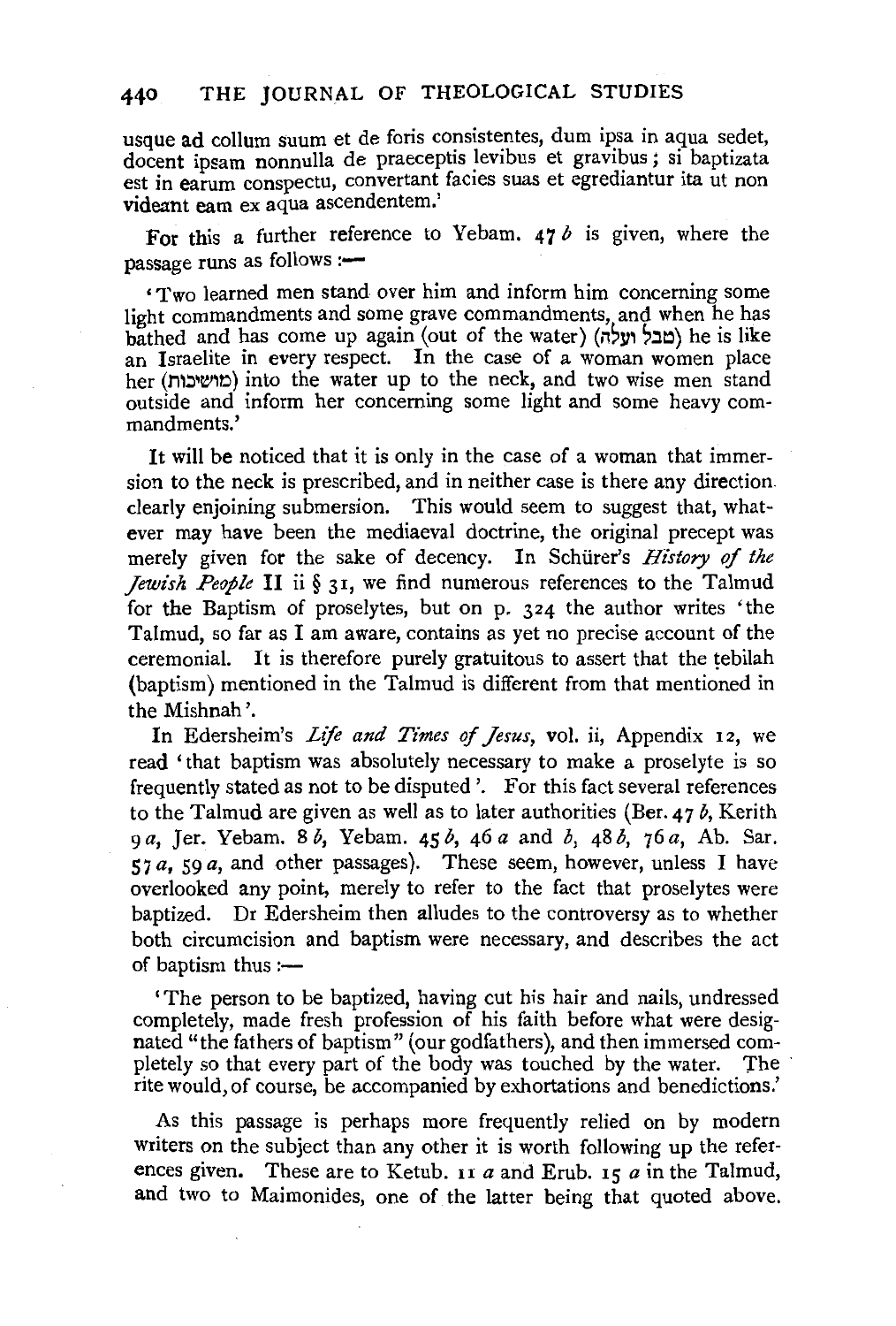usque ad collum suum et de foris consistentes, dum ipsa in aqua sedet, docent ipsam nonnulla de praeceptis levibus et gravibus; si baptizata est in earum conspectu, convertant facies suas et egrediantur ita ut non videant eam ex aqua ascendentem.'

For this a further reference to Yebam. 47 *b* is given, where the passage runs as follows :—

'Two learned men stand over him and inform him concerning some light commandments and some grave commandments, and when he has bathed and has come up again (out of the water) (טבל ועלה) he is like an Israelite in every respect. In the case of a woman women place her (מושיבות) into the water up to the neck, and two wise men stand outside and inform her concerning some light and some heavy commandments.'

It will be noticed that it is only in the case of a woman that immersion to the neck is prescribed, and in neither case is there any direction clearly enjoining submersion. This would seem to suggest that, whatever may have been the mediaeval doctrine, the original precept was merely given for the sake of decency. In Schürer's *History of the Jewish People* II ii § 31, we find numerous references to the Talmud for the Baptism of proselytes, but on p. 324 the author writes 'the Talmud, so far as I am aware, contains as yet no precise account of the ceremonial. It is therefore purely gratuitous to assert that the ṭebilah (baptism) mentioned in the Talmud is different from that mentioned in the Mishnah'.

In Edersheim's *Life and Times of Jesus*, vol. ii, Appendix 12, we read 'that baptism was absolutely necessary to make a proselyte is so frequently stated as not to be disputed'. For this fact several references to the Talmud are given as well as to later authorities (Ber. 47 *b*, Kerith 9 *a*, Jer. Yebam. 8 *b*, Yebam. 45 *b*, 46 *a* and *b*, 48 *b*, 76 *a*, Ab. Sar. 57 *a*, 59 *a*, and other passages). These seem, however, unless I have overlooked any point, merely to refer to the fact that proselytes were baptized. Dr Edersheim then alludes to the controversy as to whether both circumcision and baptism were necessary, and describes the act of baptism thus :—

'The person to be baptized, having cut his hair and nails, undressed completely, made fresh profession of his faith before what were designated "the fathers of baptism" (our godfathers), and then immersed completely so that every part of the body was touched by the water. The rite would, of course, be accompanied by exhortations and benedictions.'

As this passage is perhaps more frequently relied on by modern writers on the subject than any other it is worth following up the references given. These are to Ketub. 11 *a* and Erub. 15 *a* in the Talmud, and two to Maimonides, one of the latter being that quoted above.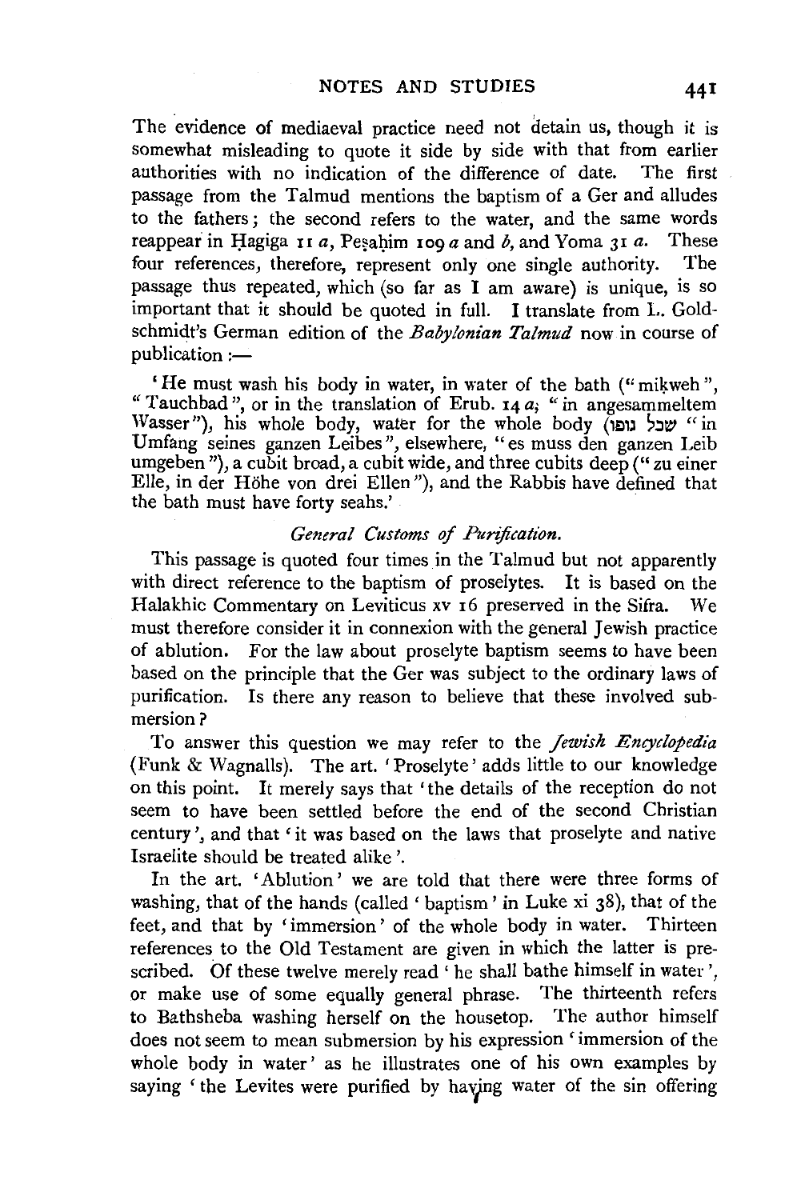The evidence of mediaeval practice need not detain us, though it is somewhat misleading to quote it side by side with that from earlier authorities with no indication of the difference of date. The first passage from the Talmud mentions the baptism of a Ger and alludes to the fathers; the second refers to the water, and the same words reappear in Ḥagiga 11 *a*, Peṣaḥim 109 *a* and *b*, and Yoma 31 *a*. These four references, therefore, represent only one single authority. The passage thus repeated, which (so far as I am aware) is unique, is so important that it should be quoted in full. I translate from L. Goldschmidt's German edition of the *Babylonian Talmud* now in course of publication :—

'He must wash his body in water, in water of the bath ("miḳweh", "Tauchbad", or in the translation of Erub. 14 *a*; "in angesammeltem Wasser"), his whole body, water for the whole body (שכל גופו "in Umfang seines ganzen Leibes", elsewhere, "es muss den ganzen Leib umgeben"), a cubit broad, a cubit wide, and three cubits deep ("zu einer Elle, in der Höhe von drei Ellen"), and the Rabbis have defined that the bath must have forty seahs.'

### *General Customs of Purification.*

This passage is quoted four times in the Talmud but not apparently with direct reference to the baptism of proselytes. It is based on the Halakhic Commentary on Leviticus xv 16 preserved in the Sifra. We must therefore consider it in connexion with the general Jewish practice of ablution. For the law about proselyte baptism seems to have been based on the principle that the Ger was subject to the ordinary laws of purification. Is there any reason to believe that these involved submersion?

To answer this question we may refer to the *Jewish Encyclopedia* (Funk & Wagnalls). The art. 'Proselyte' adds little to our knowledge on this point. It merely says that 'the details of the reception do not seem to have been settled before the end of the second Christian century', and that 'it was based on the laws that proselyte and native Israelite should be treated alike'.

In the art. 'Ablution' we are told that there were three forms of washing, that of the hands (called 'baptism' in Luke xi 38), that of the feet, and that by 'immersion' of the whole body in water. Thirteen references to the Old Testament are given in which the latter is prescribed. Of these twelve merely read 'he shall bathe himself in water', or make use of some equally general phrase. The thirteenth refers to Bathsheba washing herself on the housetop. The author himself does not seem to mean submersion by his expression 'immersion of the whole body in water' as he illustrates one of his own examples by saying 'the Levites were purified by having water of the sin offering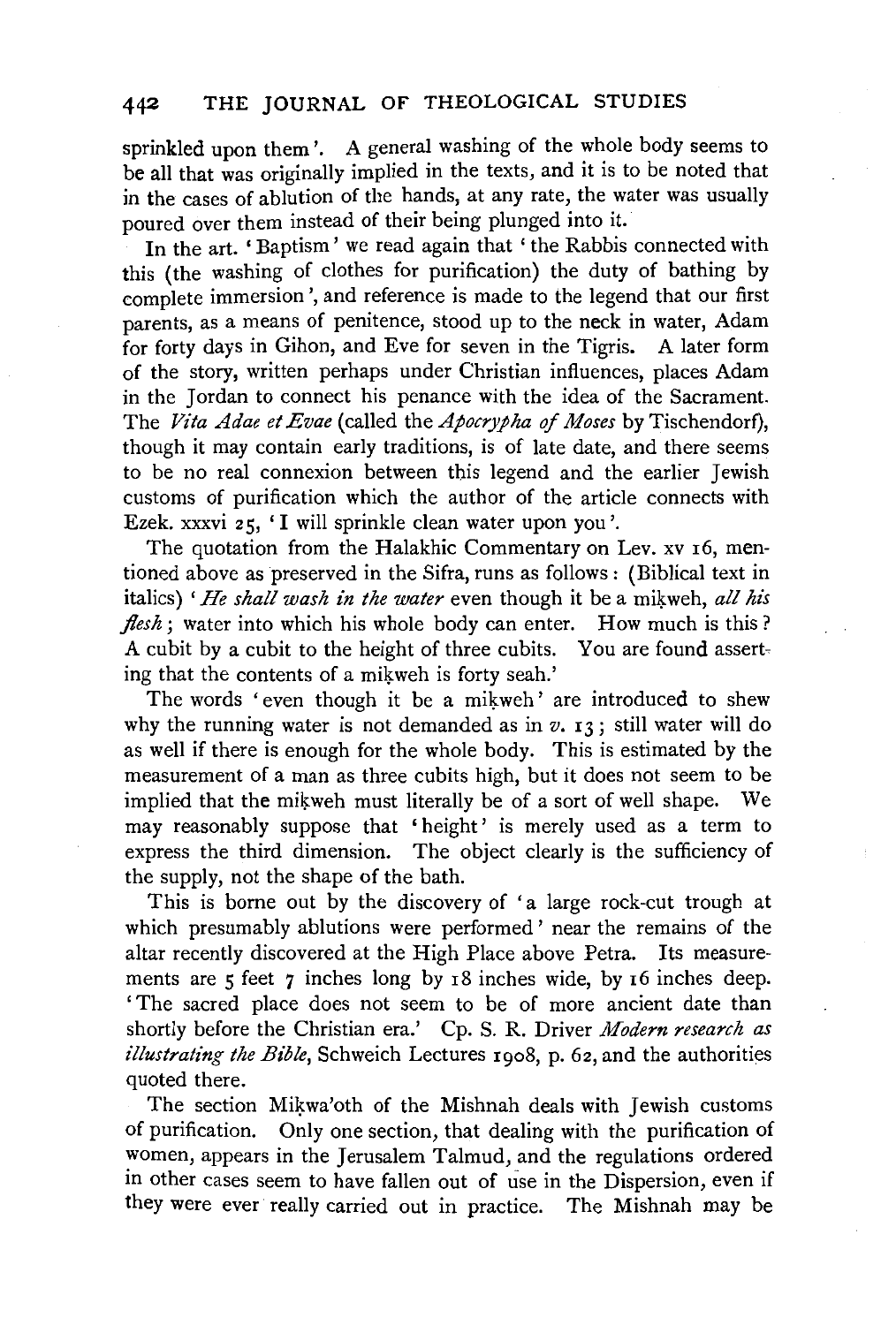sprinkled upon them'. A general washing of the whole body seems to be all that was originally implied in the texts, and it is to be noted that in the cases of ablution of the hands, at any rate, the water was usually poured over them instead of their being plunged into it.

In the art. 'Baptism' we read again that 'the Rabbis connected with this (the washing of clothes for purification) the duty of bathing by complete immersion', and reference is made to the legend that our first parents, as a means of penitence, stood up to the neck in water, Adam for forty days in Gihon, and Eve for seven in the Tigris. A later form of the story, written perhaps under Christian influences, places Adam in the Jordan to connect his penance with the idea of the Sacrament. The *Vita Adae et Evae* (called the *Apocrypha of Moses* by Tischendorf), though it may contain early traditions, is of late date, and there seems to be no real connexion between this legend and the earlier Jewish customs of purification which the author of the article connects with Ezek. xxxvi 25, 'I will sprinkle clean water upon you'.

The quotation from the Halakhic Commentary on Lev. xv 16, mentioned above as preserved in the Sifra, runs as follows: (Biblical text in italics) '*He shall wash in the water* even though it be a miḳweh, *all his flesh*; water into which his whole body can enter. How much is this? A cubit by a cubit to the height of three cubits. You are found asserting that the contents of a miḳweh is forty seah.'

The words 'even though it be a miḳweh' are introduced to shew why the running water is not demanded as in *v.* 13; still water will do as well if there is enough for the whole body. This is estimated by the measurement of a man as three cubits high, but it does not seem to be implied that the miḳweh must literally be of a sort of well shape. We may reasonably suppose that 'height' is merely used as a term to express the third dimension. The object clearly is the sufficiency of the supply, not the shape of the bath.

This is borne out by the discovery of 'a large rock-cut trough at which presumably ablutions were performed' near the remains of the altar recently discovered at the High Place above Petra. Its measurements are 5 feet 7 inches long by 18 inches wide, by 16 inches deep. 'The sacred place does not seem to be of more ancient date than shortly before the Christian era.' Cp. S. R. Driver *Modern research as illustrating the Bible*, Schweich Lectures 1908, p. 62, and the authorities quoted there.

The section Miḳwa'oth of the Mishnah deals with Jewish customs of purification. Only one section, that dealing with the purification of women, appears in the Jerusalem Talmud, and the regulations ordered in other cases seem to have fallen out of use in the Dispersion, even if they were ever really carried out in practice. The Mishnah may be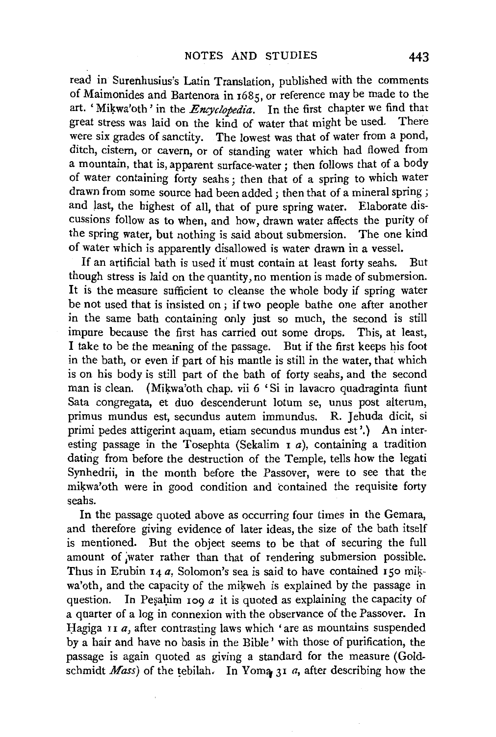read in Surenhusius's Latin Translation, published with the comments of Maimonides and Bartenora in 1685, or reference may be made to the art. 'Miḳwa'oth' in the *Encyclopedia*. In the first chapter we find that great stress was laid on the kind of water that might be used. There were six grades of sanctity. The lowest was that of water from a pond, ditch, cistern, or cavern, or of standing water which had flowed from a mountain, that is, apparent surface-water; then follows that of a body of water containing forty seahs; then that of a spring to which water drawn from some source had been added; then that of a mineral spring; and last, the highest of all, that of pure spring water. Elaborate discussions follow as to when, and how, drawn water affects the purity of the spring water, but nothing is said about submersion. The one kind of water which is apparently disallowed is water drawn in a vessel.

If an artificial bath is used it must contain at least forty seahs. But though stress is laid on the quantity, no mention is made of submersion. It is the measure sufficient to cleanse the whole body if spring water be not used that is insisted on; if two people bathe one after another in the same bath containing only just so much, the second is still impure because the first has carried out some drops. This, at least, I take to be the meaning of the passage. But if the first keeps his foot in the bath, or even if part of his mantle is still in the water, that which is on his body is still part of the bath of forty seahs, and the second man is clean. (Miḳwa'oth chap. vii 6 'Si in lavacro quadraginta fiunt Sata congregata, et duo descenderunt lotum se, unus post alterum, primus mundus est, secundus autem immundus. R. Jehuda dicit, si primi pedes attigerint aquam, etiam secundus mundus est'.) An interesting passage in the Tosephta (Sekalim 1 *a*), containing a tradition dating from before the destruction of the Temple, tells how the legati Synhedrii, in the month before the Passover, were to see that the miḳwa'oth were in good condition and contained the requisite forty seahs.

In the passage quoted above as occurring four times in the Gemara, and therefore giving evidence of later ideas, the size of the bath itself is mentioned. But the object seems to be that of securing the full amount of water rather than that of rendering submersion possible. Thus in Erubin 14 *a*, Solomon's sea is said to have contained 150 miḳwa'oth, and the capacity of the miḳweh is explained by the passage in question. In Peṣaḥim 109 *a* it is quoted as explaining the capacity of a quarter of a log in connexion with the observance of the Passover. In Ḥagiga 11 *a*, after contrasting laws which 'are as mountains suspended by a hair and have no basis in the Bible' with those of purification, the passage is again quoted as giving a standard for the measure (Goldschmidt *Mass*) of the ṭebilah. In Yoma 31 *a*, after describing how the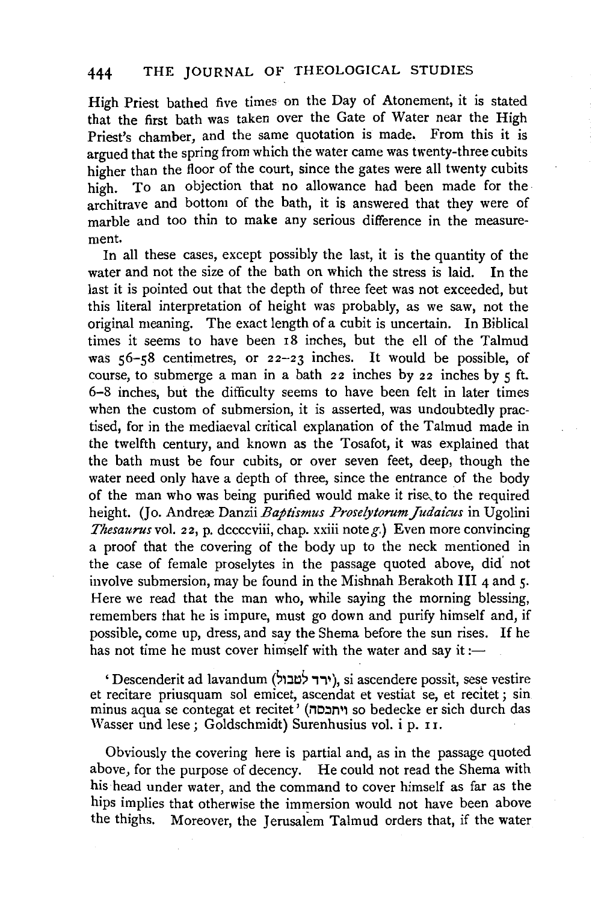High Priest bathed five times on the Day of Atonement, it is stated that the first bath was taken over the Gate of Water near the High Priest's chamber, and the same quotation is made. From this it is argued that the spring from which the water came was twenty-three cubits higher than the floor of the court, since the gates were all twenty cubits high. To an objection that no allowance had been made for the architrave and bottom of the bath, it is answered that they were of marble and too thin to make any serious difference in the measurement.

In all these cases, except possibly the last, it is the quantity of the water and not the size of the bath on which the stress is laid. In the last it is pointed out that the depth of three feet was not exceeded, but this literal interpretation of height was probably, as we saw, not the original meaning. The exact length of a cubit is uncertain. In Biblical times it seems to have been 18 inches, but the ell of the Talmud was 56–58 centimetres, or 22–23 inches. It would be possible, of course, to submerge a man in a bath 22 inches by 22 inches by 5 ft. 6–8 inches, but the difficulty seems to have been felt in later times when the custom of submersion, it is asserted, was undoubtedly practised, for in the mediaeval critical explanation of the Talmud made in the twelfth century, and known as the Tosafot, it was explained that the bath must be four cubits, or over seven feet, deep, though the water need only have a depth of three, since the entrance of the body of the man who was being purified would make it rise to the required height. (Jo. Andreæ Danzii *Baptismus Proselytorum Judaicus* in Ugolini *Thesaurus* vol. 22, p. dcccviii, chap. xxiii note *g*.) Even more convincing a proof that the covering of the body up to the neck mentioned in the case of female proselytes in the passage quoted above, did not involve submersion, may be found in the Mishnah Berakoth III 4 and 5. Here we read that the man who, while saying the morning blessing, remembers that he is impure, must go down and purify himself and, if possible, come up, dress, and say the Shema before the sun rises. If he has not time he must cover himself with the water and say it:—

> 'Descenderit ad lavandum (ירד לטבול), si ascendere possit, sese vestire et recitare priusquam sol emicet, ascendat et vestiat se, et recitet; sin minus aqua se contegat et recitet' (ויתכסה so bedecke er sich durch das Wasser und lese; Goldschmidt) Surenhusius vol. i p. 11.

Obviously the covering here is partial and, as in the passage quoted above, for the purpose of decency. He could not read the Shema with his head under water, and the command to cover himself as far as the hips implies that otherwise the immersion would not have been above the thighs. Moreover, the Jerusalem Talmud orders that, if the water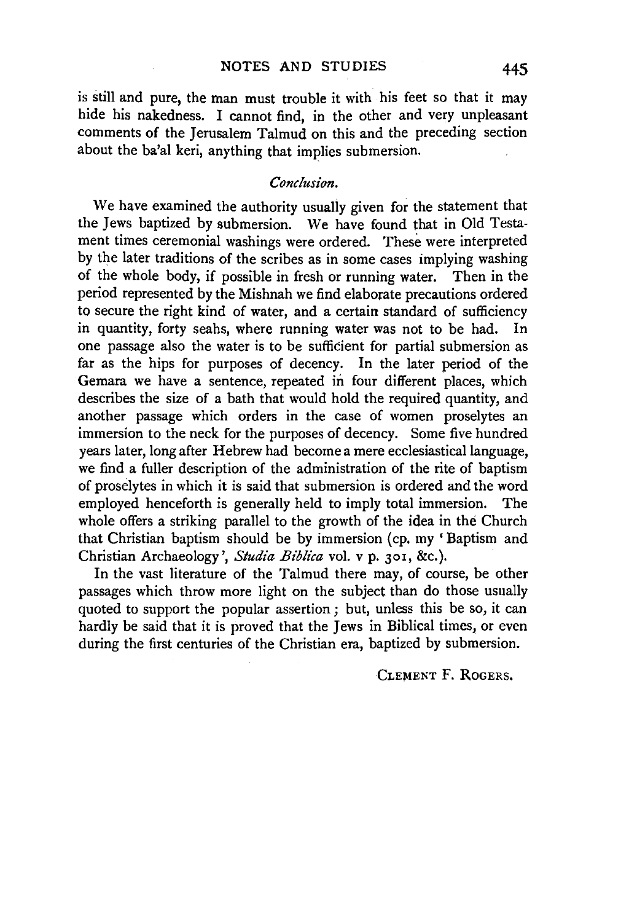is still and pure, the man must trouble it with his feet so that it may hide his nakedness. I cannot find, in the other and very unpleasant comments of the Jerusalem Talmud on this and the preceding section about the ba'al keri, anything that implies submersion.

### *Conclusion.*

We have examined the authority usually given for the statement that the Jews baptized by submersion. We have found that in Old Testament times ceremonial washings were ordered. These were interpreted by the later traditions of the scribes as in some cases implying washing of the whole body, if possible in fresh or running water. Then in the period represented by the Mishnah we find elaborate precautions ordered to secure the right kind of water, and a certain standard of sufficiency in quantity, forty seahs, where running water was not to be had. In one passage also the water is to be sufficient for partial submersion as far as the hips for purposes of decency. In the later period of the Gemara we have a sentence, repeated in four different places, which describes the size of a bath that would hold the required quantity, and another passage which orders in the case of women proselytes an immersion to the neck for the purposes of decency. Some five hundred years later, long after Hebrew had become a mere ecclesiastical language, we find a fuller description of the administration of the rite of baptism of proselytes in which it is said that submersion is ordered and the word employed henceforth is generally held to imply total immersion. The whole offers a striking parallel to the growth of the idea in the Church that Christian baptism should be by immersion (cp. my 'Baptism and Christian Archaeology', *Studia Biblica* vol. v p. 301, &c.).

In the vast literature of the Talmud there may, of course, be other passages which throw more light on the subject than do those usually quoted to support the popular assertion; but, unless this be so, it can hardly be said that it is proved that the Jews in Biblical times, or even during the first centuries of the Christian era, baptized by submersion.

CLEMENT F. ROGERS.